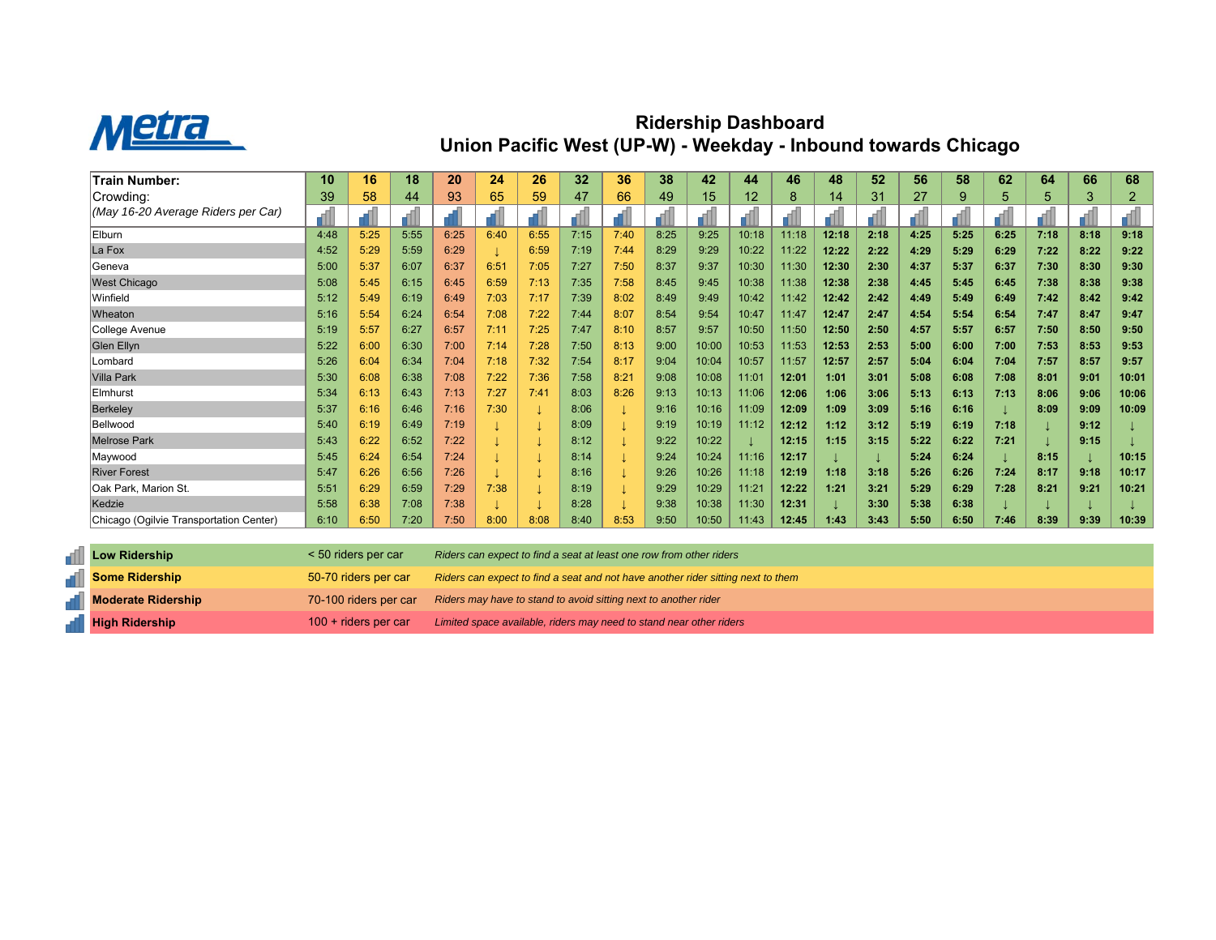# Metra

## Ridership Dashboard
## Union Pacific West (UP-W) - Weekday - Inbound towards Chicago

| Train Number: | 10 | 16 | 18 | 20 | 24 | 26 | 32 | 36 | 38 | 42 | 44 | 46 | 48 | 52 | 56 | 58 | 62 | 64 | 66 | 68 |
|---|---|---|---|---|---|---|---|---|---|---|---|---|---|---|---|---|---|---|---|---|
| Crowding: *(May 16-20 Average Riders per Car)* | 39 | 58 | 44 | 93 | 65 | 59 | 47 | 66 | 49 | 15 | 12 | 8 | 14 | 31 | 27 | 9 | 5 | 5 | 3 | 2 |
| Elburn | 4:48 | 5:25 | 5:55 | 6:25 | 6:40 | 6:55 | 7:15 | 7:40 | 8:25 | 9:25 | 10:18 | 11:18 | **12:18** | **2:18** | **4:25** | **5:25** | **6:25** | **7:18** | **8:18** | **9:18** |
| La Fox | 4:52 | 5:29 | 5:59 | 6:29 | ↓ | 6:59 | 7:19 | 7:44 | 8:29 | 9:29 | 10:22 | 11:22 | **12:22** | **2:22** | **4:29** | **5:29** | **6:29** | **7:22** | **8:22** | **9:22** |
| Geneva | 5:00 | 5:37 | 6:07 | 6:37 | 6:51 | 7:05 | 7:27 | 7:50 | 8:37 | 9:37 | 10:30 | 11:30 | **12:30** | **2:30** | **4:37** | **5:37** | **6:37** | **7:30** | **8:30** | **9:30** |
| West Chicago | 5:08 | 5:45 | 6:15 | 6:45 | 6:59 | 7:13 | 7:35 | 7:58 | 8:45 | 9:45 | 10:38 | 11:38 | **12:38** | **2:38** | **4:45** | **5:45** | **6:45** | **7:38** | **8:38** | **9:38** |
| Winfield | 5:12 | 5:49 | 6:19 | 6:49 | 7:03 | 7:17 | 7:39 | 8:02 | 8:49 | 9:49 | 10:42 | 11:42 | **12:42** | **2:42** | **4:49** | **5:49** | **6:49** | **7:42** | **8:42** | **9:42** |
| Wheaton | 5:16 | 5:54 | 6:24 | 6:54 | 7:08 | 7:22 | 7:44 | 8:07 | 8:54 | 9:54 | 10:47 | 11:47 | **12:47** | **2:47** | **4:54** | **5:54** | **6:54** | **7:47** | **8:47** | **9:47** |
| College Avenue | 5:19 | 5:57 | 6:27 | 6:57 | 7:11 | 7:25 | 7:47 | 8:10 | 8:57 | 9:57 | 10:50 | 11:50 | **12:50** | **2:50** | **4:57** | **5:57** | **6:57** | **7:50** | **8:50** | **9:50** |
| Glen Ellyn | 5:22 | 6:00 | 6:30 | 7:00 | 7:14 | 7:28 | 7:50 | 8:13 | 9:00 | 10:00 | 10:53 | 11:53 | **12:53** | **2:53** | **5:00** | **6:00** | **7:00** | **7:53** | **8:53** | **9:53** |
| Lombard | 5:26 | 6:04 | 6:34 | 7:04 | 7:18 | 7:32 | 7:54 | 8:17 | 9:04 | 10:04 | 10:57 | 11:57 | **12:57** | **2:57** | **5:04** | **6:04** | **7:04** | **7:57** | **8:57** | **9:57** |
| Villa Park | 5:30 | 6:08 | 6:38 | 7:08 | 7:22 | 7:36 | 7:58 | 8:21 | 9:08 | 10:08 | 11:01 | **12:01** | **1:01** | **3:01** | **5:08** | **6:08** | **7:08** | **8:01** | **9:01** | **10:01** |
| Elmhurst | 5:34 | 6:13 | 6:43 | 7:13 | 7:27 | 7:41 | 8:03 | 8:26 | 9:13 | 10:13 | 11:06 | **12:06** | **1:06** | **3:06** | **5:13** | **6:13** | **7:13** | **8:06** | **9:06** | **10:06** |
| Berkeley | 5:37 | 6:16 | 6:46 | 7:16 | 7:30 | ↓ | 8:06 | ↓ | 9:16 | 10:16 | 11:09 | **12:09** | **1:09** | **3:09** | **5:16** | **6:16** | ↓ | **8:09** | **9:09** | **10:09** |
| Bellwood | 5:40 | 6:19 | 6:49 | 7:19 | ↓ | ↓ | 8:09 | ↓ | 9:19 | 10:19 | 11:12 | **12:12** | **1:12** | **3:12** | **5:19** | **6:19** | **7:18** | ↓ | **9:12** | ↓ |
| Melrose Park | 5:43 | 6:22 | 6:52 | 7:22 | ↓ | ↓ | 8:12 | ↓ | 9:22 | 10:22 | ↓ | **12:15** | **1:15** | **3:15** | **5:22** | **6:22** | **7:21** | ↓ | **9:15** | ↓ |
| Maywood | 5:45 | 6:24 | 6:54 | 7:24 | ↓ | ↓ | 8:14 | ↓ | 9:24 | 10:24 | 11:16 | **12:17** | ↓ | ↓ | **5:24** | **6:24** | ↓ | **8:15** | ↓ | **10:15** |
| River Forest | 5:47 | 6:26 | 6:56 | 7:26 | ↓ | ↓ | 8:16 | ↓ | 9:26 | 10:26 | 11:18 | **12:19** | **1:18** | **3:18** | **5:26** | **6:26** | **7:24** | **8:17** | **9:18** | **10:17** |
| Oak Park, Marion St. | 5:51 | 6:29 | 6:59 | 7:29 | 7:38 | ↓ | 8:19 | ↓ | 9:29 | 10:29 | 11:21 | **12:22** | **1:21** | **3:21** | **5:29** | **6:29** | **7:28** | **8:21** | **9:21** | **10:21** |
| Kedzie | 5:58 | 6:38 | 7:08 | 7:38 | ↓ | ↓ | 8:28 | ↓ | 9:38 | 10:38 | 11:30 | **12:31** | ↓ | **3:30** | **5:38** | **6:38** | ↓ | ↓ | ↓ | ↓ |
| Chicago (Ogilvie Transportation Center) | 6:10 | 6:50 | 7:20 | 7:50 | 8:00 | 8:08 | 8:40 | 8:53 | 9:50 | 10:50 | 11:43 | **12:45** | **1:43** | **3:43** | **5:50** | **6:50** | **7:46** | **8:39** | **9:39** | **10:39** |

| Level | Riders per car | Description |
|---|---|---|
| **Low Ridership** | < 50 riders per car | *Riders can expect to find a seat at least one row from other riders* |
| **Some Ridership** | 50-70 riders per car | *Riders can expect to find a seat and not have another rider sitting next to them* |
| **Moderate Ridership** | 70-100 riders per car | *Riders may have to stand to avoid sitting next to another rider* |
| **High Ridership** | 100 + riders per car | *Limited space available, riders may need to stand near other riders* |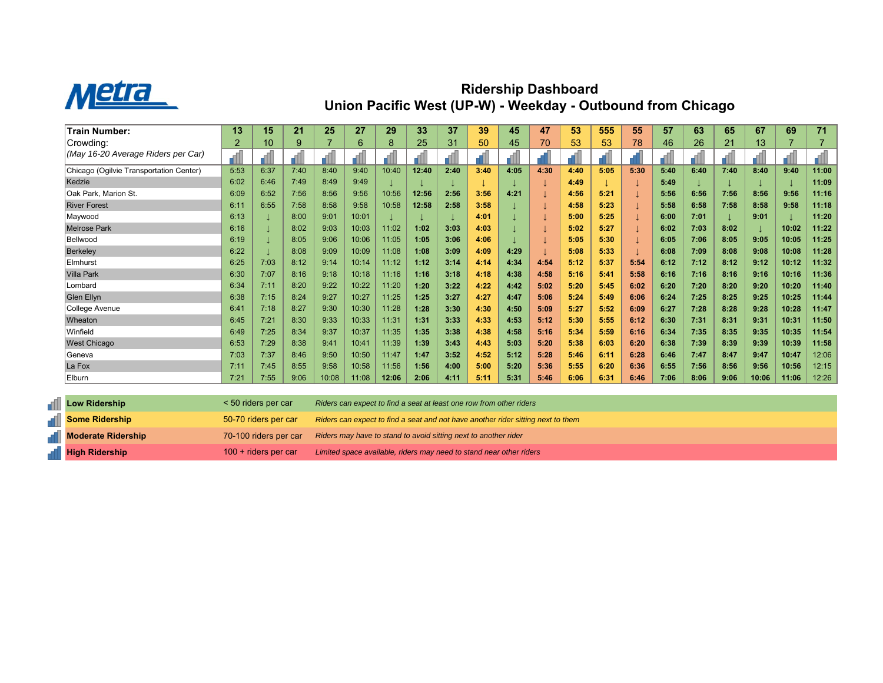# Ridership Dashboard

## Union Pacific West (UP-W) - Weekday - Outbound from Chicago

| Train Number: | 13 | 15 | 21 | 25 | 27 | 29 | 33 | 37 | 39 | 45 | 47 | 53 | 555 | 55 | 57 | 63 | 65 | 67 | 69 | 71 |
|---|---|---|---|---|---|---|---|---|---|---|---|---|---|---|---|---|---|---|---|---|
| Crowding: (May 16-20 Average Riders per Car) | 2 | 10 | 9 | 7 | 6 | 8 | 25 | 31 | 50 | 45 | 70 | 53 | 53 | 78 | 46 | 26 | 21 | 13 | 7 | 7 |
| Chicago (Ogilvie Transportation Center) | 5:53 | 6:37 | 7:40 | 8:40 | 9:40 | 10:40 | 12:40 | 2:40 | 3:40 | 4:05 | 4:30 | 4:40 | 5:05 | 5:30 | 5:40 | 6:40 | 7:40 | 8:40 | 9:40 | 11:00 |
| Kedzie | 6:02 | 6:46 | 7:49 | 8:49 | 9:49 | ↓ | ↓ | ↓ | ↓ | ↓ | ↓ | 4:49 | ↓ | ↓ | 5:49 | ↓ | ↓ | ↓ | ↓ | 11:09 |
| Oak Park, Marion St. | 6:09 | 6:52 | 7:56 | 8:56 | 9:56 | 10:56 | 12:56 | 2:56 | 3:56 | 4:21 | ↓ | 4:56 | 5:21 | ↓ | 5:56 | 6:56 | 7:56 | 8:56 | 9:56 | 11:16 |
| River Forest | 6:11 | 6:55 | 7:58 | 8:58 | 9:58 | 10:58 | 12:58 | 2:58 | 3:58 | ↓ | ↓ | 4:58 | 5:23 | ↓ | 5:58 | 6:58 | 7:58 | 8:58 | 9:58 | 11:18 |
| Maywood | 6:13 | ↓ | 8:00 | 9:01 | 10:01 | ↓ | ↓ | ↓ | 4:01 | ↓ | ↓ | 5:00 | 5:25 | ↓ | 6:00 | 7:01 | ↓ | 9:01 | ↓ | 11:20 |
| Melrose Park | 6:16 | ↓ | 8:02 | 9:03 | 10:03 | 11:02 | 1:02 | 3:03 | 4:03 | ↓ | ↓ | 5:02 | 5:27 | ↓ | 6:02 | 7:03 | 8:02 | ↓ | 10:02 | 11:22 |
| Bellwood | 6:19 | ↓ | 8:05 | 9:06 | 10:06 | 11:05 | 1:05 | 3:06 | 4:06 | ↓ | ↓ | 5:05 | 5:30 | ↓ | 6:05 | 7:06 | 8:05 | 9:05 | 10:05 | 11:25 |
| Berkeley | 6:22 | ↓ | 8:08 | 9:09 | 10:09 | 11:08 | 1:08 | 3:09 | 4:09 | 4:29 | ↓ | 5:08 | 5:33 | ↓ | 6:08 | 7:09 | 8:08 | 9:08 | 10:08 | 11:28 |
| Elmhurst | 6:25 | 7:03 | 8:12 | 9:14 | 10:14 | 11:12 | 1:12 | 3:14 | 4:14 | 4:34 | 4:54 | 5:12 | 5:37 | 5:54 | 6:12 | 7:12 | 8:12 | 9:12 | 10:12 | 11:32 |
| Villa Park | 6:30 | 7:07 | 8:16 | 9:18 | 10:18 | 11:16 | 1:16 | 3:18 | 4:18 | 4:38 | 4:58 | 5:16 | 5:41 | 5:58 | 6:16 | 7:16 | 8:16 | 9:16 | 10:16 | 11:36 |
| Lombard | 6:34 | 7:11 | 8:20 | 9:22 | 10:22 | 11:20 | 1:20 | 3:22 | 4:22 | 4:42 | 5:02 | 5:20 | 5:45 | 6:02 | 6:20 | 7:20 | 8:20 | 9:20 | 10:20 | 11:40 |
| Glen Ellyn | 6:38 | 7:15 | 8:24 | 9:27 | 10:27 | 11:25 | 1:25 | 3:27 | 4:27 | 4:47 | 5:06 | 5:24 | 5:49 | 6:06 | 6:24 | 7:25 | 8:25 | 9:25 | 10:25 | 11:44 |
| College Avenue | 6:41 | 7:18 | 8:27 | 9:30 | 10:30 | 11:28 | 1:28 | 3:30 | 4:30 | 4:50 | 5:09 | 5:27 | 5:52 | 6:09 | 6:27 | 7:28 | 8:28 | 9:28 | 10:28 | 11:47 |
| Wheaton | 6:45 | 7:21 | 8:30 | 9:33 | 10:33 | 11:31 | 1:31 | 3:33 | 4:33 | 4:53 | 5:12 | 5:30 | 5:55 | 6:12 | 6:30 | 7:31 | 8:31 | 9:31 | 10:31 | 11:50 |
| Winfield | 6:49 | 7:25 | 8:34 | 9:37 | 10:37 | 11:35 | 1:35 | 3:38 | 4:38 | 4:58 | 5:16 | 5:34 | 5:59 | 6:16 | 6:34 | 7:35 | 8:35 | 9:35 | 10:35 | 11:54 |
| West Chicago | 6:53 | 7:29 | 8:38 | 9:41 | 10:41 | 11:39 | 1:39 | 3:43 | 4:43 | 5:03 | 5:20 | 5:38 | 6:03 | 6:20 | 6:38 | 7:39 | 8:39 | 9:39 | 10:39 | 11:58 |
| Geneva | 7:03 | 7:37 | 8:46 | 9:50 | 10:50 | 11:47 | 1:47 | 3:52 | 4:52 | 5:12 | 5:28 | 5:46 | 6:11 | 6:28 | 6:46 | 7:47 | 8:47 | 9:47 | 10:47 | 12:06 |
| La Fox | 7:11 | 7:45 | 8:55 | 9:58 | 10:58 | 11:56 | 1:56 | 4:00 | 5:00 | 5:20 | 5:36 | 5:55 | 6:20 | 6:36 | 6:55 | 7:56 | 8:56 | 9:56 | 10:56 | 12:15 |
| Elburn | 7:21 | 7:55 | 9:06 | 10:08 | 11:08 | 12:06 | 2:06 | 4:11 | 5:11 | 5:31 | 5:46 | 6:06 | 6:31 | 6:46 | 7:06 | 8:06 | 9:06 | 10:06 | 11:06 | 12:26 |

| | | |
|---|---|---|
| **Low Ridership** | < 50 riders per car | *Riders can expect to find a seat at least one row from other riders* |
| **Some Ridership** | 50-70 riders per car | *Riders can expect to find a seat and not have another rider sitting next to them* |
| **Moderate Ridership** | 70-100 riders per car | *Riders may have to stand to avoid sitting next to another rider* |
| **High Ridership** | 100 + riders per car | *Limited space available, riders may need to stand near other riders* |